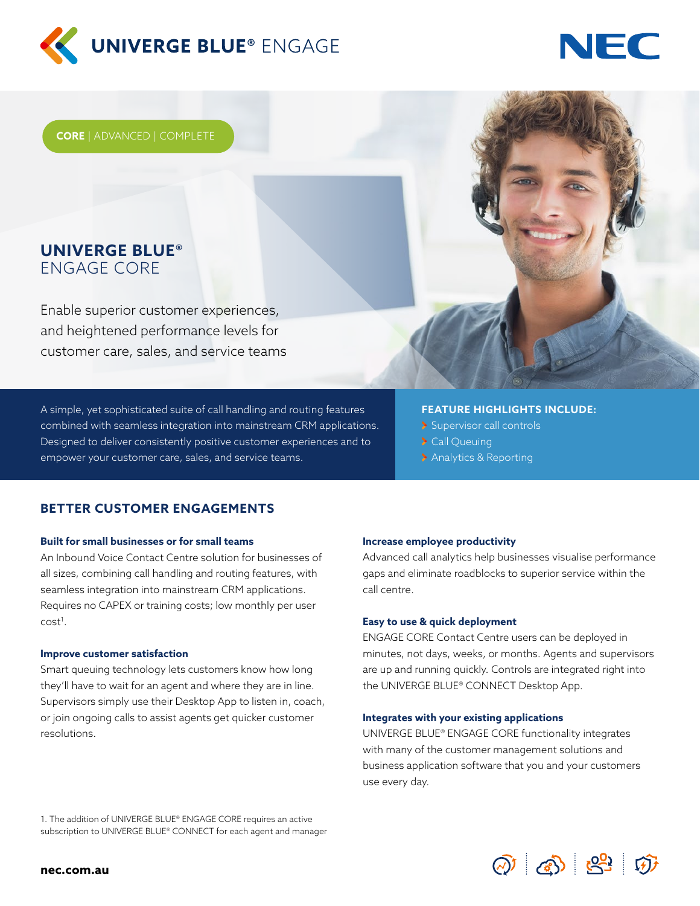# UNIVERGE BLUE® ENGAGE

NEC

**CORE** | ADVANCED | COMPLETE

## UNIVERGE BLUE® ENGAGE CORE

Enable superior customer experiences, and heightened performance levels for customer care, sales, and service teams

A simple, yet sophisticated suite of call handling and routing features combined with seamless integration into mainstream CRM applications. Designed to deliver consistently positive customer experiences and to empower your customer care, sales, and service teams.

**FEATURE HIGHLIGHTS INCLUDE:**

- Supervisor call controls
- Call Queuing
- Analytics & Reporting

## BETTER CUSTOMER ENGAGEMENTS

### Built for small businesses or for small teams

An Inbound Voice Contact Centre solution for businesses of all sizes, combining call handling and routing features, with seamless integration into mainstream CRM applications. Requires no CAPEX or training costs; low monthly per user cost[1].

### Improve customer satisfaction

Smart queuing technology lets customers know how long they'll have to wait for an agent and where they are in line. Supervisors simply use their Desktop App to listen in, coach, or join ongoing calls to assist agents get quicker customer resolutions.

### Increase employee productivity

Advanced call analytics help businesses visualise performance gaps and eliminate roadblocks to superior service within the call centre.

### Easy to use & quick deployment

ENGAGE CORE Contact Centre users can be deployed in minutes, not days, weeks, or months. Agents and supervisors are up and running quickly. Controls are integrated right into the UNIVERGE BLUE® CONNECT Desktop App.

### Integrates with your existing applications

UNIVERGE BLUE® ENGAGE CORE functionality integrates with many of the customer management solutions and business application software that you and your customers use every day.

1. The addition of UNIVERGE BLUE® ENGAGE CORE requires an active subscription to UNIVERGE BLUE® CONNECT for each agent and manager

**nec.com.au**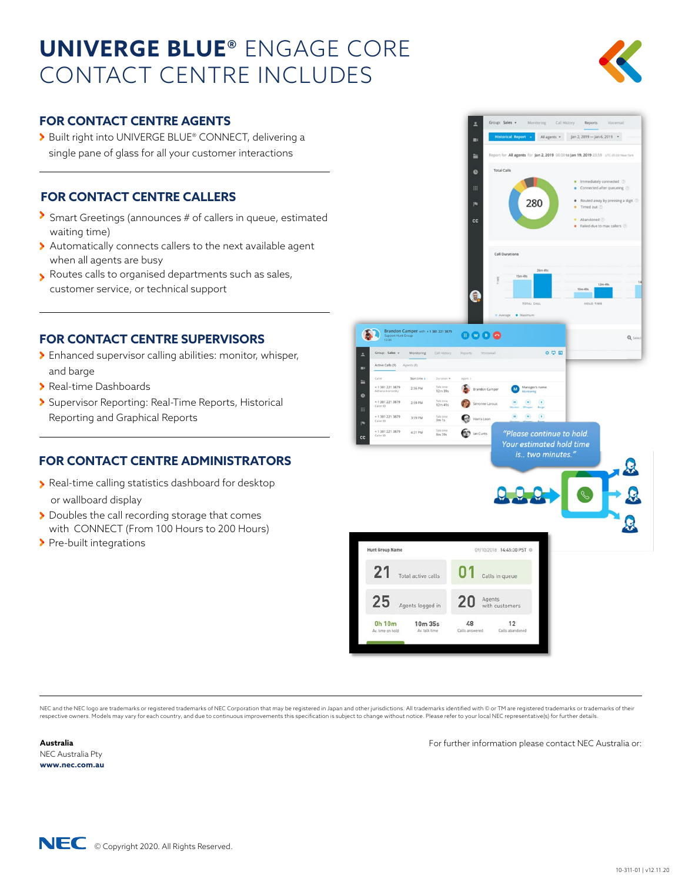# UNIVERGE BLUE® ENGAGE CORE CONTACT CENTRE INCLUDES

## FOR CONTACT CENTRE AGENTS

- Built right into UNIVERGE BLUE® CONNECT, delivering a single pane of glass for all your customer interactions

## FOR CONTACT CENTRE CALLERS

- Smart Greetings (announces # of callers in queue, estimated waiting time)
- Automatically connects callers to the next available agent when all agents are busy
- Routes calls to organised departments such as sales, customer service, or technical support

## FOR CONTACT CENTRE SUPERVISORS

- Enhanced supervisor calling abilities: monitor, whisper, and barge
- Real-time Dashboards
- Supervisor Reporting: Real-Time Reports, Historical Reporting and Graphical Reports

## FOR CONTACT CENTRE ADMINISTRATORS

- Real-time calling statistics dashboard for desktop or wallboard display
- Doubles the call recording storage that comes with CONNECT (From 100 Hours to 200 Hours)
- Pre-built integrations

NEC and the NEC logo are trademarks or registered trademarks of NEC Corporation that may be registered in Japan and other jurisdictions. All trademarks identified with © or TM are registered trademarks or trademarks of their respective owners. Models may vary for each country, and due to continuous improvements this specification is subject to change without notice. Please refer to your local NEC representative(s) for further details.

**Australia**
NEC Australia Pty
**www.nec.com.au**

For further information please contact NEC Australia or:

© Copyright 2020. All Rights Reserved.

10-311-01 | v12.11.20